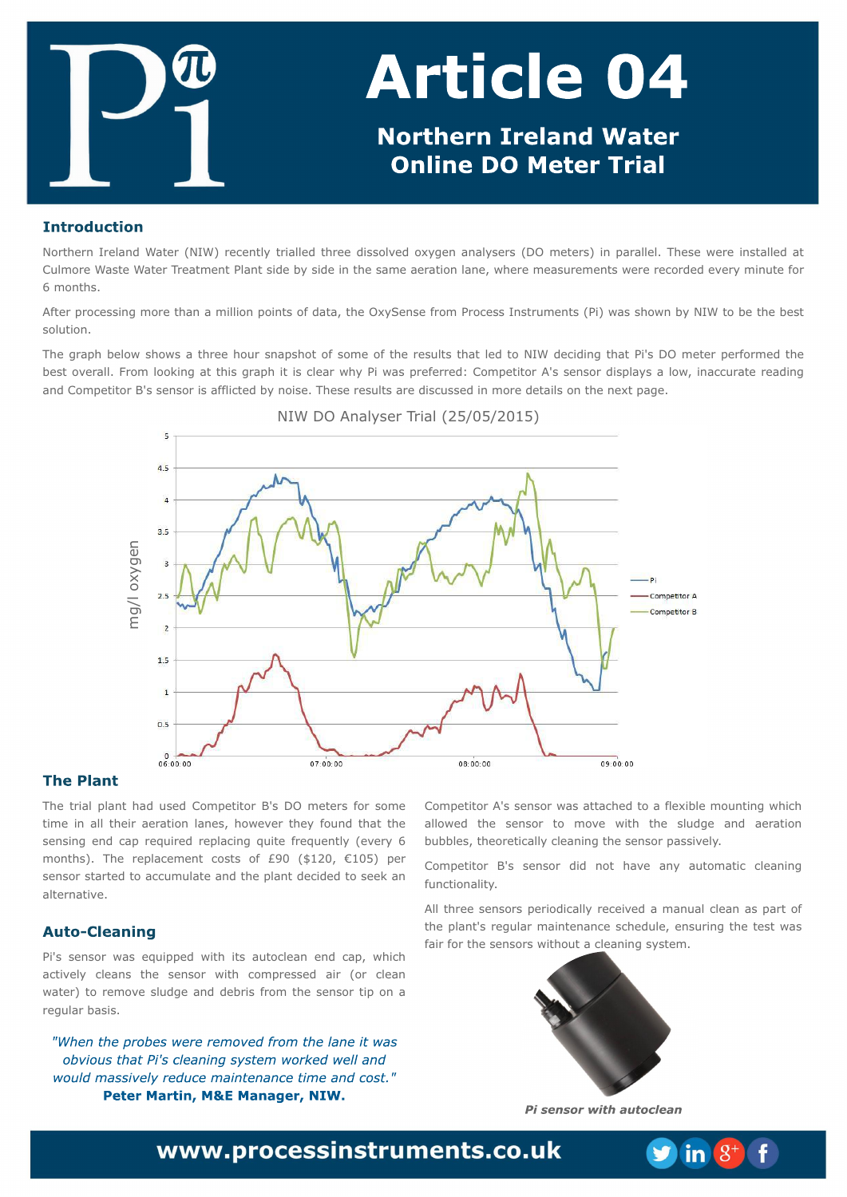# Article 04

## Northern Ireland Water Online DO Meter Trial

### Introduction

Northern Ireland Water (NIW) recently trialled three dissolved oxygen analysers (DO meters) in parallel. These were installed at Culmore Waste Water Treatment Plant side by side in the same aeration lane, where measurements were recorded every minute for 6 months.

After processing more than a million points of data, the OxySense from Process Instruments (Pi) was shown by NIW to be the best solution.

The graph below shows a three hour snapshot of some of the results that led to NIW deciding that Pi's DO meter performed the best overall. From looking at this graph it is clear why Pi was preferred: Competitor A's sensor displays a low, inaccurate reading and Competitor B's sensor is afflicted by noise. These results are discussed in more details on the next page.

NIW DO Analyser Trial (25/05/2015)

### The Plant

The trial plant had used Competitor B's DO meters for some time in all their aeration lanes, however they found that the sensing end cap required replacing quite frequently (every 6 months). The replacement costs of £90 ($120, €105) per sensor started to accumulate and the plant decided to seek an alternative.

### Auto-Cleaning

Pi's sensor was equipped with its autoclean end cap, which actively cleans the sensor with compressed air (or clean water) to remove sludge and debris from the sensor tip on a regular basis.

*"When the probes were removed from the lane it was obvious that Pi's cleaning system worked well and would massively reduce maintenance time and cost."*
**Peter Martin, M&E Manager, NIW.**

Competitor A's sensor was attached to a flexible mounting which allowed the sensor to move with the sludge and aeration bubbles, theoretically cleaning the sensor passively.

Competitor B's sensor did not have any automatic cleaning functionality.

All three sensors periodically received a manual clean as part of the plant's regular maintenance schedule, ensuring the test was fair for the sensors without a cleaning system.

*Pi sensor with autoclean*

www.processinstruments.co.uk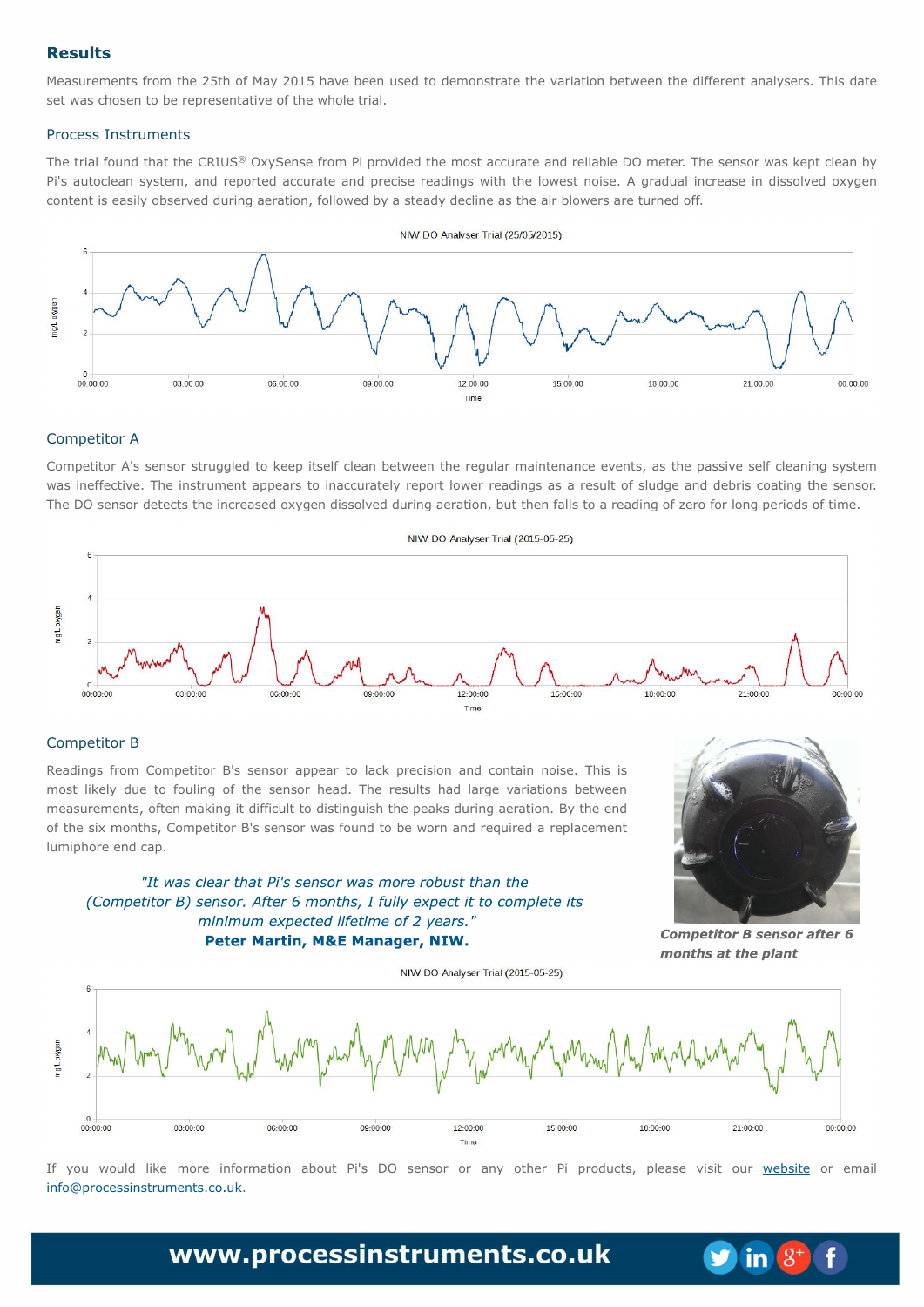## Results

Measurements from the 25th of May 2015 have been used to demonstrate the variation between the different analysers. This date set was chosen to be representative of the whole trial.

### Process Instruments

The trial found that the CRIUS® OxySense from Pi provided the most accurate and reliable DO meter. The sensor was kept clean by Pi's autoclean system, and reported accurate and precise readings with the lowest noise. A gradual increase in dissolved oxygen content is easily observed during aeration, followed by a steady decline as the air blowers are turned off.

NIW DO Analyser Trial (25/05/2015)

mg/L oxygen

0
2
4
6

00:00:00 03:00:00 06:00:00 09:00:00 12:00:00 15:00:00 18:00:00 21:00:00 00:00:00

Time

### Competitor A

Competitor A's sensor struggled to keep itself clean between the regular maintenance events, as the passive self cleaning system was ineffective. The instrument appears to inaccurately report lower readings as a result of sludge and debris coating the sensor. The DO sensor detects the increased oxygen dissolved during aeration, but then falls to a reading of zero for long periods of time.

NIW DO Analyser Trial (2015-05-25)

mg/L oxygen

0
2
4
6

00:00:00 03:00:00 06:00:00 09:00:00 12:00:00 15:00:00 18:00:00 21:00:00 00:00:00

Time

### Competitor B

Readings from Competitor B's sensor appear to lack precision and contain noise. This is most likely due to fouling of the sensor head. The results had large variations between measurements, often making it difficult to distinguish the peaks during aeration. By the end of the six months, Competitor B's sensor was found to be worn and required a replacement lumiphore end cap.

*"It was clear that Pi's sensor was more robust than the (Competitor B) sensor. After 6 months, I fully expect it to complete its minimum expected lifetime of 2 years."*
**Peter Martin, M&E Manager, NIW.**

***Competitor B sensor after 6 months at the plant***

NIW DO Analyser Trial (2015-05-25)

mg/L oxygen

0
2
4
6

00:00:00 03:00:00 06:00:00 09:00:00 12:00:00 15:00:00 18:00:00 21:00:00 00:00:00

Time

If you would like more information about Pi's DO sensor or any other Pi products, please visit our website or email info@processinstruments.co.uk.

**www.processinstruments.co.uk**